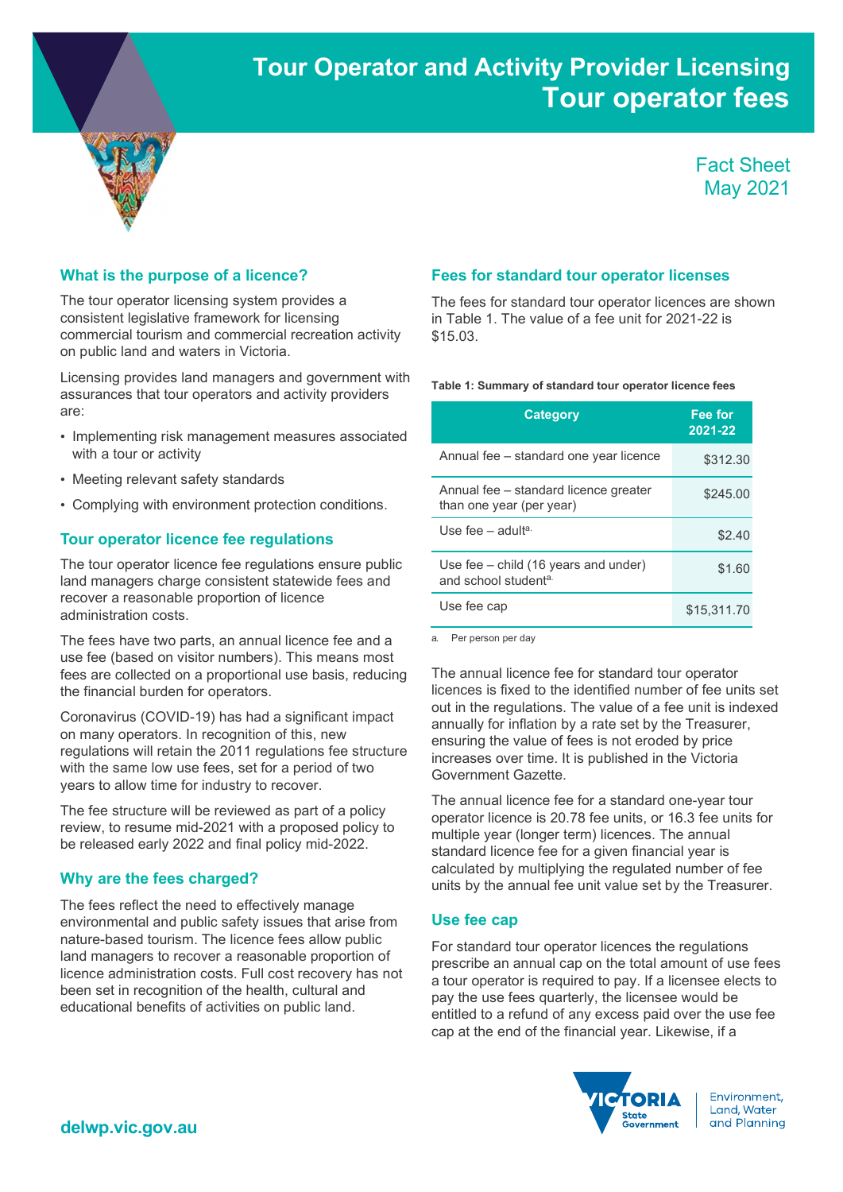# Tour Operator and Activity Provider Licensing
# Tour operator fees

Fact Sheet
May 2021

## What is the purpose of a licence?

The tour operator licensing system provides a consistent legislative framework for licensing commercial tourism and commercial recreation activity on public land and waters in Victoria.

Licensing provides land managers and government with assurances that tour operators and activity providers are:

- Implementing risk management measures associated with a tour or activity
- Meeting relevant safety standards
- Complying with environment protection conditions.

## Tour operator licence fee regulations

The tour operator licence fee regulations ensure public land managers charge consistent statewide fees and recover a reasonable proportion of licence administration costs.

The fees have two parts, an annual licence fee and a use fee (based on visitor numbers). This means most fees are collected on a proportional use basis, reducing the financial burden for operators.

Coronavirus (COVID-19) has had a significant impact on many operators. In recognition of this, new regulations will retain the 2011 regulations fee structure with the same low use fees, set for a period of two years to allow time for industry to recover.

The fee structure will be reviewed as part of a policy review, to resume mid-2021 with a proposed policy to be released early 2022 and final policy mid-2022.

## Why are the fees charged?

The fees reflect the need to effectively manage environmental and public safety issues that arise from nature-based tourism. The licence fees allow public land managers to recover a reasonable proportion of licence administration costs. Full cost recovery has not been set in recognition of the health, cultural and educational benefits of activities on public land.

## Fees for standard tour operator licenses

The fees for standard tour operator licences are shown in Table 1. The value of a fee unit for 2021-22 is $15.03.

**Table 1: Summary of standard tour operator licence fees**

| Category | Fee for 2021-22 |
|---|---|
| Annual fee – standard one year licence | $312.30 |
| Annual fee – standard licence greater than one year (per year) | $245.00 |
| Use fee – adult[a] | $2.40 |
| Use fee – child (16 years and under) and school student[a] | $1.60 |
| Use fee cap | $15,311.70 |

a. Per person per day

The annual licence fee for standard tour operator licences is fixed to the identified number of fee units set out in the regulations. The value of a fee unit is indexed annually for inflation by a rate set by the Treasurer, ensuring the value of fees is not eroded by price increases over time. It is published in the Victoria Government Gazette.

The annual licence fee for a standard one-year tour operator licence is 20.78 fee units, or 16.3 fee units for multiple year (longer term) licences. The annual standard licence fee for a given financial year is calculated by multiplying the regulated number of fee units by the annual fee unit value set by the Treasurer.

## Use fee cap

For standard tour operator licences the regulations prescribe an annual cap on the total amount of use fees a tour operator is required to pay. If a licensee elects to pay the use fees quarterly, the licensee would be entitled to a refund of any excess paid over the use fee cap at the end of the financial year. Likewise, if a

delwp.vic.gov.au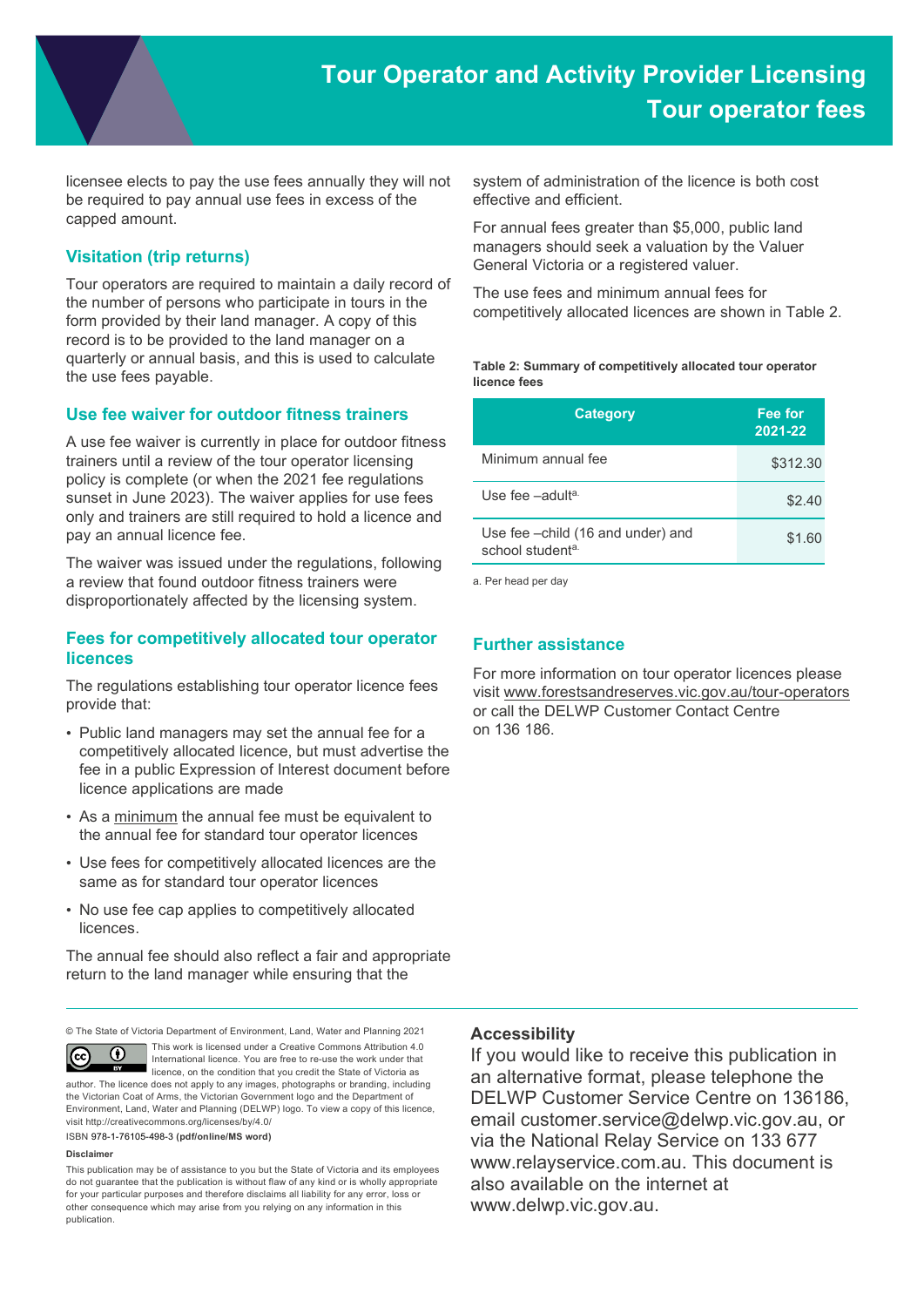licensee elects to pay the use fees annually they will not be required to pay annual use fees in excess of the capped amount.

### Visitation (trip returns)

Tour operators are required to maintain a daily record of the number of persons who participate in tours in the form provided by their land manager. A copy of this record is to be provided to the land manager on a quarterly or annual basis, and this is used to calculate the use fees payable.

### Use fee waiver for outdoor fitness trainers

A use fee waiver is currently in place for outdoor fitness trainers until a review of the tour operator licensing policy is complete (or when the 2021 fee regulations sunset in June 2023). The waiver applies for use fees only and trainers are still required to hold a licence and pay an annual licence fee.

The waiver was issued under the regulations, following a review that found outdoor fitness trainers were disproportionately affected by the licensing system.

### Fees for competitively allocated tour operator licences

The regulations establishing tour operator licence fees provide that:

- Public land managers may set the annual fee for a competitively allocated licence, but must advertise the fee in a public Expression of Interest document before licence applications are made
- As a minimum the annual fee must be equivalent to the annual fee for standard tour operator licences
- Use fees for competitively allocated licences are the same as for standard tour operator licences
- No use fee cap applies to competitively allocated licences.

The annual fee should also reflect a fair and appropriate return to the land manager while ensuring that the system of administration of the licence is both cost effective and efficient.

For annual fees greater than $5,000, public land managers should seek a valuation by the Valuer General Victoria or a registered valuer.

The use fees and minimum annual fees for competitively allocated licences are shown in Table 2.

**Table 2: Summary of competitively allocated tour operator licence fees**

| Category | Fee for 2021-22 |
|---|---|
| Minimum annual fee | $312.30 |
| Use fee –adult[a] | $2.40 |
| Use fee –child (16 and under) and school student[a] | $1.60 |

a. Per head per day

### Further assistance

For more information on tour operator licences please visit www.forestsandreserves.vic.gov.au/tour-operators or call the DELWP Customer Contact Centre on 136 186.

© The State of Victoria Department of Environment, Land, Water and Planning 2021

This work is licensed under a Creative Commons Attribution 4.0 International licence. You are free to re-use the work under that licence, on the condition that you credit the State of Victoria as author. The licence does not apply to any images, photographs or branding, including the Victorian Coat of Arms, the Victorian Government logo and the Department of Environment, Land, Water and Planning (DELWP) logo. To view a copy of this licence, visit http://creativecommons.org/licenses/by/4.0/

ISBN **978-1-76105-498-3 (pdf/online/MS word)**

**Disclaimer**

This publication may be of assistance to you but the State of Victoria and its employees do not guarantee that the publication is without flaw of any kind or is wholly appropriate for your particular purposes and therefore disclaims all liability for any error, loss or other consequence which may arise from you relying on any information in this publication.

**Accessibility**

If you would like to receive this publication in an alternative format, please telephone the DELWP Customer Service Centre on 136186, email customer.service@delwp.vic.gov.au, or via the National Relay Service on 133 677 www.relayservice.com.au. This document is also available on the internet at www.delwp.vic.gov.au.